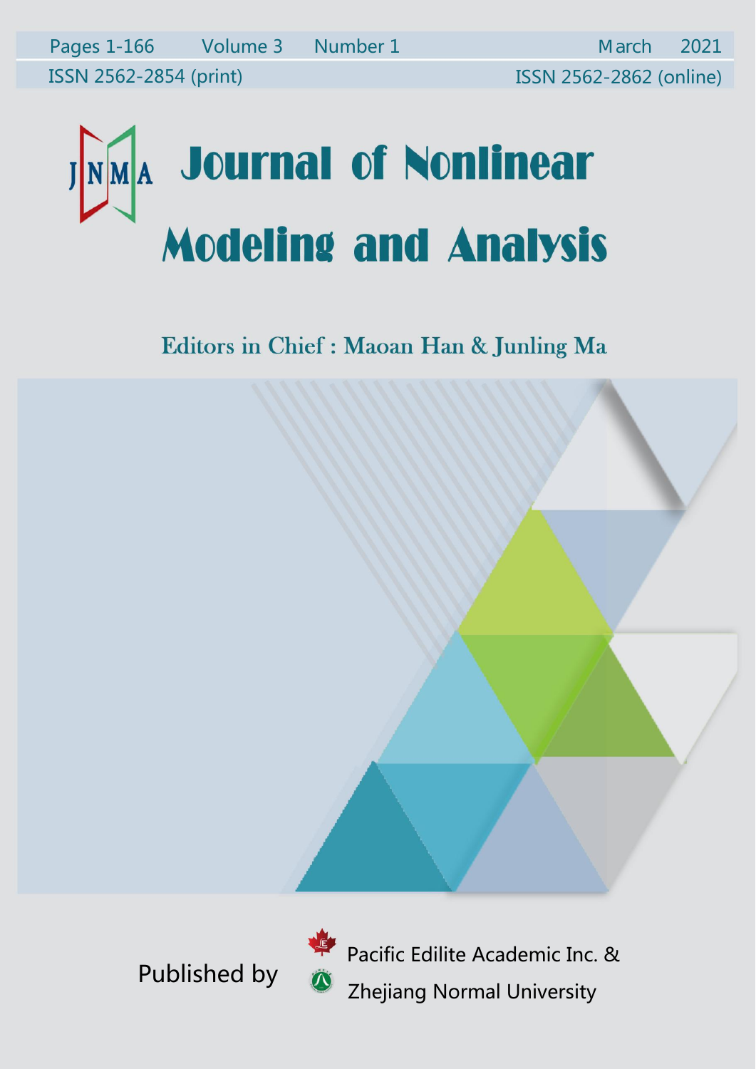Pages 1-166 Volume 3 Number 1 March 2021

ISSN 2562-2854 (print) ISSN 2562-2862 (online)

# Journal of Nonlinear Modeling and Analysis

Editors in Chief : Maoan Han & Junling Ma

Published by Pacific Edilite Academic Inc. & Zhejiang Normal University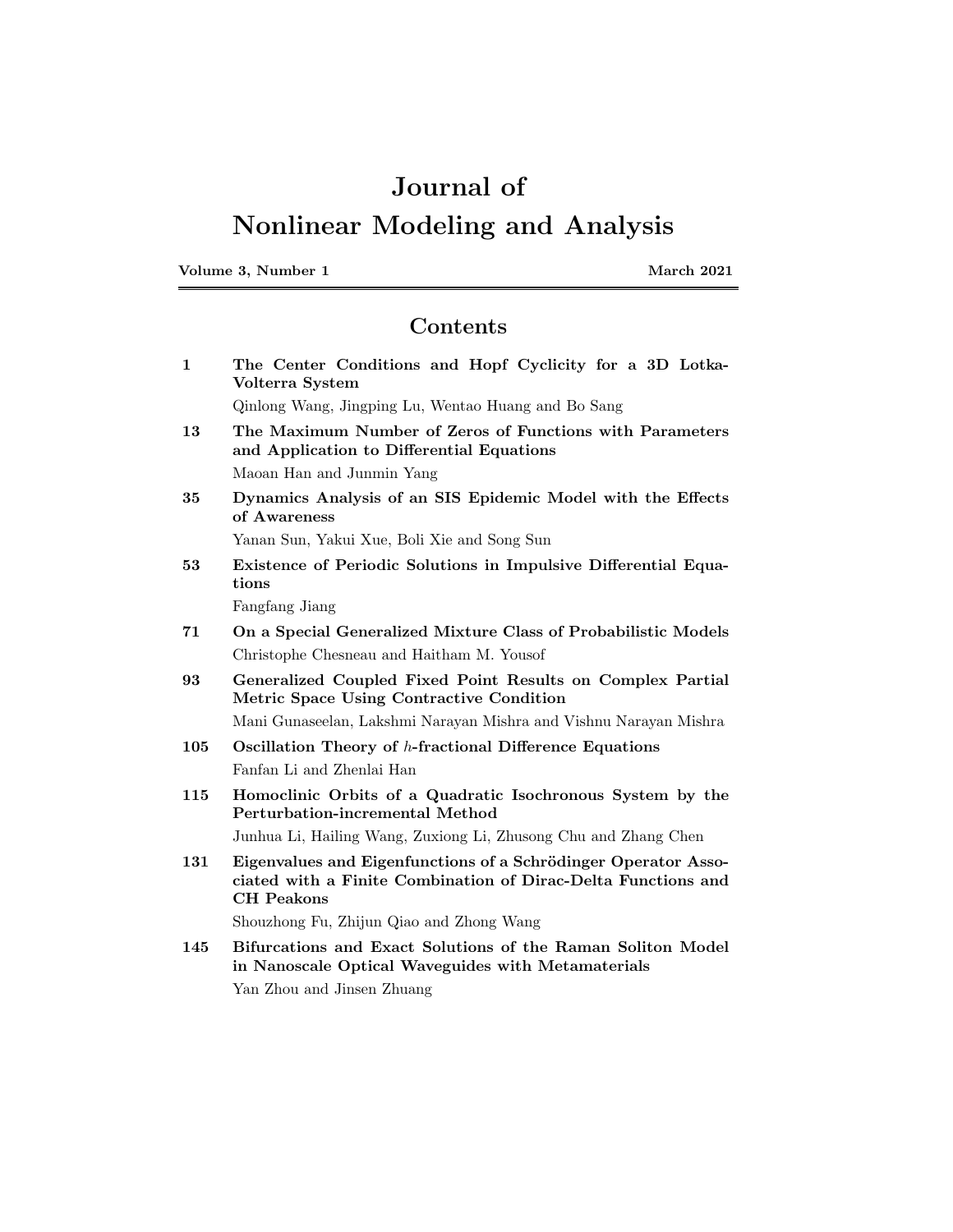# Journal of Nonlinear Modeling and Analysis

**Volume 3, Number 1** **March 2021**

## Contents

**1** **The Center Conditions and Hopf Cyclicity for a 3D Lotka-Volterra System**
Qinlong Wang, Jingping Lu, Wentao Huang and Bo Sang

**13** **The Maximum Number of Zeros of Functions with Parameters and Application to Differential Equations**
Maoan Han and Junmin Yang

**35** **Dynamics Analysis of an SIS Epidemic Model with the Effects of Awareness**
Yanan Sun, Yakui Xue, Boli Xie and Song Sun

**53** **Existence of Periodic Solutions in Impulsive Differential Equations**
Fangfang Jiang

**71** **On a Special Generalized Mixture Class of Probabilistic Models**
Christophe Chesneau and Haitham M. Yousof

**93** **Generalized Coupled Fixed Point Results on Complex Partial Metric Space Using Contractive Condition**
Mani Gunaseelan, Lakshmi Narayan Mishra and Vishnu Narayan Mishra

**105** **Oscillation Theory of $h$-fractional Difference Equations**
Fanfan Li and Zhenlai Han

**115** **Homoclinic Orbits of a Quadratic Isochronous System by the Perturbation-incremental Method**
Junhua Li, Hailing Wang, Zuxiong Li, Zhusong Chu and Zhang Chen

**131** **Eigenvalues and Eigenfunctions of a Schrödinger Operator Associated with a Finite Combination of Dirac-Delta Functions and CH Peakons**
Shouzhong Fu, Zhijun Qiao and Zhong Wang

**145** **Bifurcations and Exact Solutions of the Raman Soliton Model in Nanoscale Optical Waveguides with Metamaterials**
Yan Zhou and Jinsen Zhuang